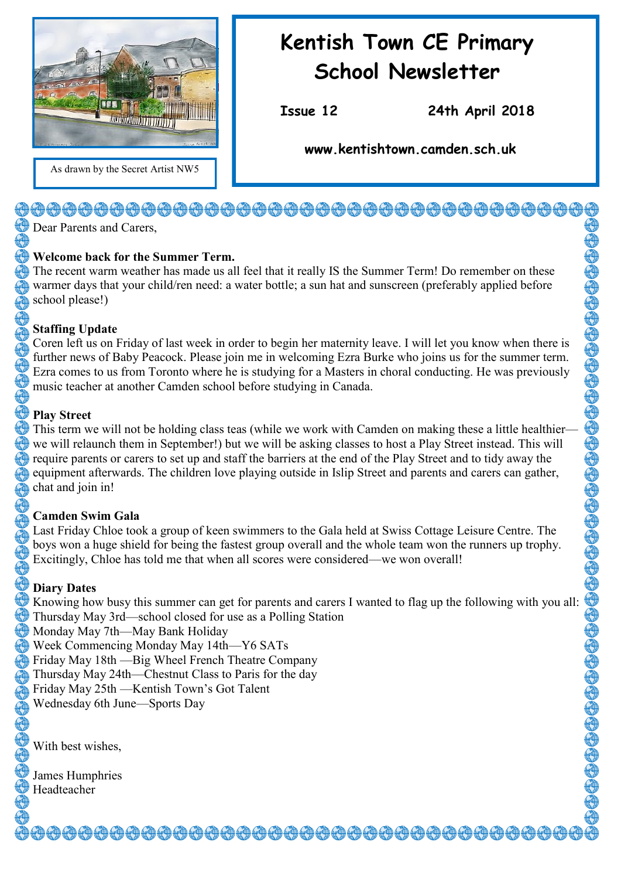As drawn by the Secret Artist NW5

# Kentish Town CE Primary School Newsletter

**Issue 12** **24th April 2018**

**www.kentishtown.camden.sch.uk**

Dear Parents and Carers,

**Welcome back for the Summer Term.**

The recent warm weather has made us all feel that it really IS the Summer Term! Do remember on these warmer days that your child/ren need: a water bottle; a sun hat and sunscreen (preferably applied before school please!)

**Staffing Update**

Coren left us on Friday of last week in order to begin her maternity leave. I will let you know when there is further news of Baby Peacock. Please join me in welcoming Ezra Burke who joins us for the summer term. Ezra comes to us from Toronto where he is studying for a Masters in choral conducting. He was previously music teacher at another Camden school before studying in Canada.

**Play Street**

This term we will not be holding class teas (while we work with Camden on making these a little healthier—we will relaunch them in September!) but we will be asking classes to host a Play Street instead. This will require parents or carers to set up and staff the barriers at the end of the Play Street and to tidy away the equipment afterwards. The children love playing outside in Islip Street and parents and carers can gather, chat and join in!

**Camden Swim Gala**

Last Friday Chloe took a group of keen swimmers to the Gala held at Swiss Cottage Leisure Centre. The boys won a huge shield for being the fastest group overall and the whole team won the runners up trophy. Excitingly, Chloe has told me that when all scores were considered—we won overall!

**Diary Dates**

Knowing how busy this summer can get for parents and carers I wanted to flag up the following with you all:

Thursday May 3rd—school closed for use as a Polling Station
Monday May 7th—May Bank Holiday
Week Commencing Monday May 14th—Y6 SATs
Friday May 18th —Big Wheel French Theatre Company
Thursday May 24th—Chestnut Class to Paris for the day
Friday May 25th —Kentish Town's Got Talent
Wednesday 6th June—Sports Day

With best wishes,

James Humphries
Headteacher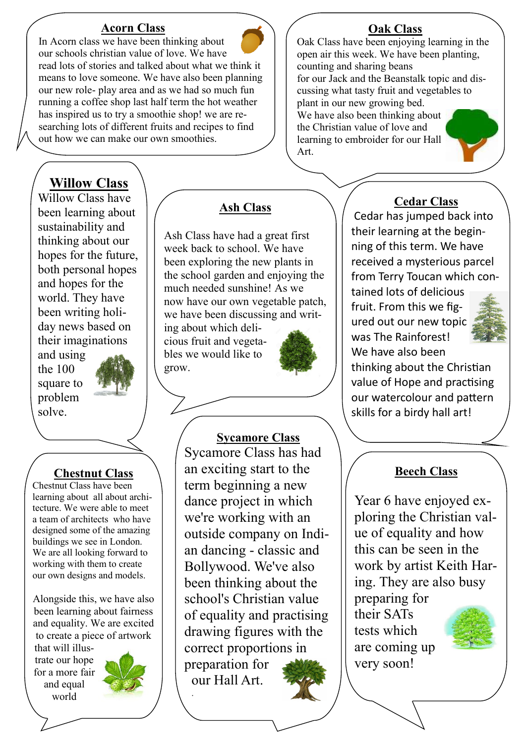## Acorn Class

In Acorn class we have been thinking about our schools christian value of love. We have read lots of stories and talked about what we think it means to love someone. We have also been planning our new role- play area and as we had so much fun running a coffee shop last half term the hot weather has inspired us to try a smoothie shop! we are researching lots of different fruits and recipes to find out how we can make our own smoothies.

## Oak Class

Oak Class have been enjoying learning in the open air this week. We have been planting, counting and sharing beans for our Jack and the Beanstalk topic and discussing what tasty fruit and vegetables to plant in our new growing bed. We have also been thinking about the Christian value of love and learning to embroider for our Hall Art.

## Willow Class

Willow Class have been learning about sustainability and thinking about our hopes for the future, both personal hopes and hopes for the world. They have been writing holiday news based on their imaginations and using the 100 square to problem solve.

## Ash Class

Ash Class have had a great first week back to school. We have been exploring the new plants in the school garden and enjoying the much needed sunshine! As we now have our own vegetable patch, we have been discussing and writing about which delicious fruit and vegetables we would like to grow.

## Cedar Class

Cedar has jumped back into their learning at the beginning of this term. We have received a mysterious parcel from Terry Toucan which contained lots of delicious fruit. From this we figured out our new topic was The Rainforest! We have also been thinking about the Christian value of Hope and practising our watercolour and pattern skills for a birdy hall art!

## Chestnut Class

Chestnut Class have been learning about all about architecture. We were able to meet a team of architects who have designed some of the amazing buildings we see in London. We are all looking forward to working with them to create our own designs and models.

Alongside this, we have also been learning about fairness and equality. We are excited to create a piece of artwork that will illustrate our hope for a more fair and equal world

## Sycamore Class

Sycamore Class has had an exciting start to the term beginning a new dance project in which we're working with an outside company on Indian dancing - classic and Bollywood. We've also been thinking about the school's Christian value of equality and practising drawing figures with the correct proportions in preparation for our Hall Art.

## Beech Class

Year 6 have enjoyed exploring the Christian value of equality and how this can be seen in the work by artist Keith Haring. They are also busy preparing for their SATs tests which are coming up very soon!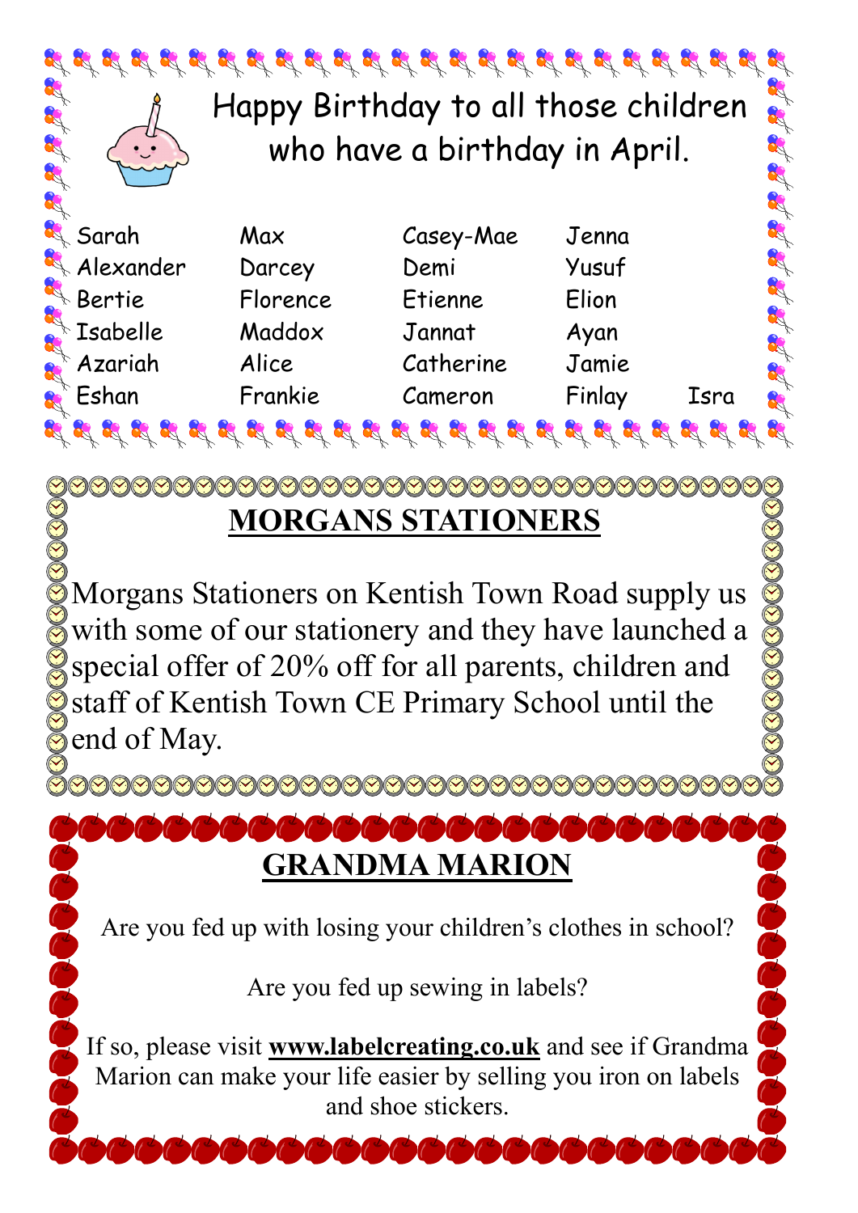Happy Birthday to all those children who have a birthday in April.

| | | | | |
|---|---|---|---|---|
| Sarah | Max | Casey-Mae | Jenna | |
| Alexander | Darcey | Demi | Yusuf | |
| Bertie | Florence | Etienne | Elion | |
| Isabelle | Maddox | Jannat | Ayan | |
| Azariah | Alice | Catherine | Jamie | |
| Eshan | Frankie | Cameron | Finlay | Isra |

## MORGANS STATIONERS

Morgans Stationers on Kentish Town Road supply us with some of our stationery and they have launched a special offer of 20% off for all parents, children and staff of Kentish Town CE Primary School until the end of May.

## GRANDMA MARION

Are you fed up with losing your children's clothes in school?

Are you fed up sewing in labels?

If so, please visit **www.labelcreating.co.uk** and see if Grandma Marion can make your life easier by selling you iron on labels and shoe stickers.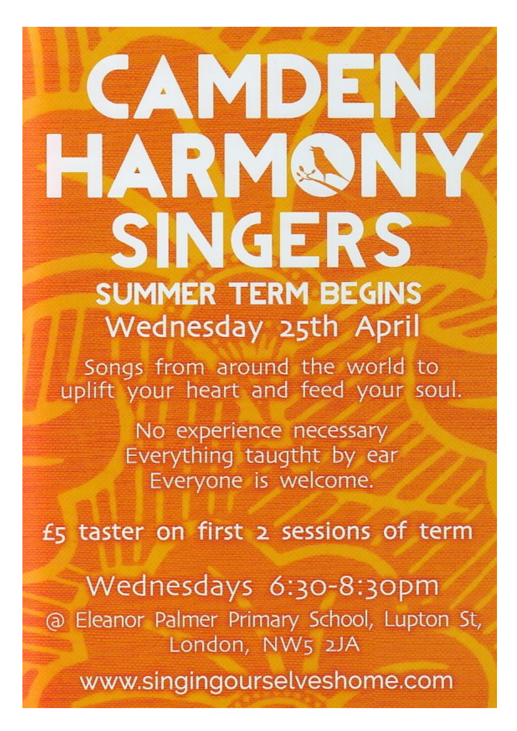# CAMDEN HARMONY SINGERS

## SUMMER TERM BEGINS

Wednesday 25th April

Songs from around the world to uplift your heart and feed your soul.

No experience necessary
Everything taugtht by ear
Everyone is welcome.

**£5 taster on first 2 sessions of term**

Wednesdays 6:30-8:30pm

@ Eleanor Palmer Primary School, Lupton St, London, NW5 2JA

www.singingourselveshome.com